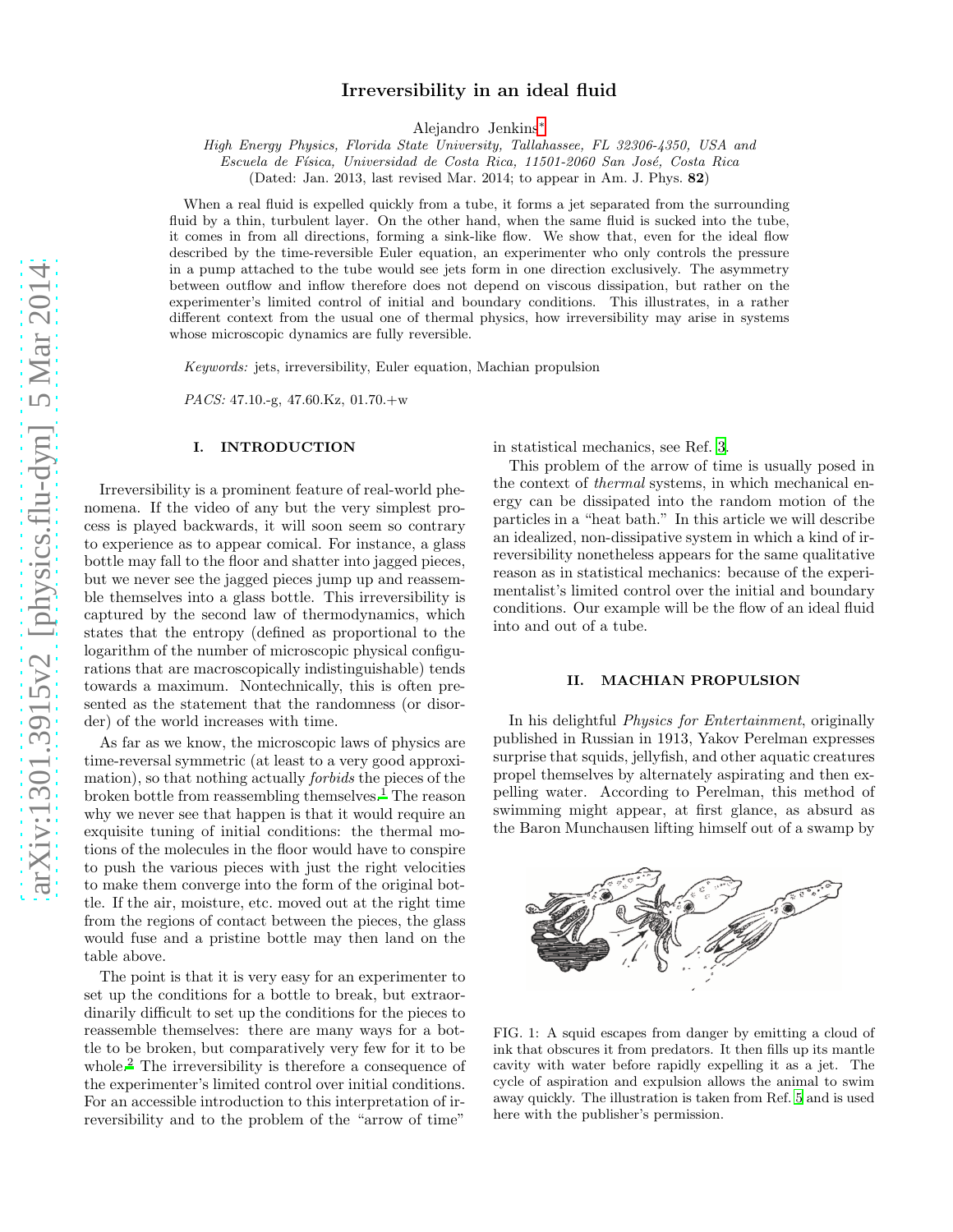# Irreversibility in an ideal fluid

Alejandro Jenkins*

*High Energy Physics, Florida State University, Tallahassee, FL 32306-4350, USA and*
*Escuela de Física, Universidad de Costa Rica, 11501-2060 San José, Costa Rica*
(Dated: Jan. 2013, last revised Mar. 2014; to appear in Am. J. Phys. **82**)

When a real fluid is expelled quickly from a tube, it forms a jet separated from the surrounding fluid by a thin, turbulent layer. On the other hand, when the same fluid is sucked into the tube, it comes in from all directions, forming a sink-like flow. We show that, even for the ideal flow described by the time-reversible Euler equation, an experimenter who only controls the pressure in a pump attached to the tube would see jets form in one direction exclusively. The asymmetry between outflow and inflow therefore does not depend on viscous dissipation, but rather on the experimenter's limited control of initial and boundary conditions. This illustrates, in a rather different context from the usual one of thermal physics, how irreversibility may arise in systems whose microscopic dynamics are fully reversible.

*Keywords:* jets, irreversibility, Euler equation, Machian propulsion

*PACS:* 47.10.-g, 47.60.Kz, 01.70.+w

## I. INTRODUCTION

Irreversibility is a prominent feature of real-world phenomena. If the video of any but the very simplest process is played backwards, it will soon seem so contrary to experience as to appear comical. For instance, a glass bottle may fall to the floor and shatter into jagged pieces, but we never see the jagged pieces jump up and reassemble themselves into a glass bottle. This irreversibility is captured by the second law of thermodynamics, which states that the entropy (defined as proportional to the logarithm of the number of microscopic physical configurations that are macroscopically indistinguishable) tends towards a maximum. Nontechnically, this is often presented as the statement that the randomness (or disorder) of the world increases with time.

As far as we know, the microscopic laws of physics are time-reversal symmetric (at least to a very good approximation), so that nothing actually *forbids* the pieces of the broken bottle from reassembling themselves.[1] The reason why we never see that happen is that it would require an exquisite tuning of initial conditions: the thermal motions of the molecules in the floor would have to conspire to push the various pieces with just the right velocities to make them converge into the form of the original bottle. If the air, moisture, etc. moved out at the right time from the regions of contact between the pieces, the glass would fuse and a pristine bottle may then land on the table above.

The point is that it is very easy for an experimenter to set up the conditions for a bottle to break, but extraordinarily difficult to set up the conditions for the pieces to reassemble themselves: there are many ways for a bottle to be broken, but comparatively very few for it to be whole.[2] The irreversibility is therefore a consequence of the experimenter's limited control over initial conditions. For an accessible introduction to this interpretation of irreversibility and to the problem of the "arrow of time" in statistical mechanics, see Ref. [3].

This problem of the arrow of time is usually posed in the context of *thermal* systems, in which mechanical energy can be dissipated into the random motion of the particles in a "heat bath." In this article we will describe an idealized, non-dissipative system in which a kind of irreversibility nonetheless appears for the same qualitative reason as in statistical mechanics: because of the experimentalist's limited control over the initial and boundary conditions. Our example will be the flow of an ideal fluid into and out of a tube.

## II. MACHIAN PROPULSION

In his delightful *Physics for Entertainment*, originally published in Russian in 1913, Yakov Perelman expresses surprise that squids, jellyfish, and other aquatic creatures propel themselves by alternately aspirating and then expelling water. According to Perelman, this method of swimming might appear, at first glance, as absurd as the Baron Munchausen lifting himself out of a swamp by

FIG. 1: A squid escapes from danger by emitting a cloud of ink that obscures it from predators. It then fills up its mantle cavity with water before rapidly expelling it as a jet. The cycle of aspiration and expulsion allows the animal to swim away quickly. The illustration is taken from Ref. [5] and is used here with the publisher's permission.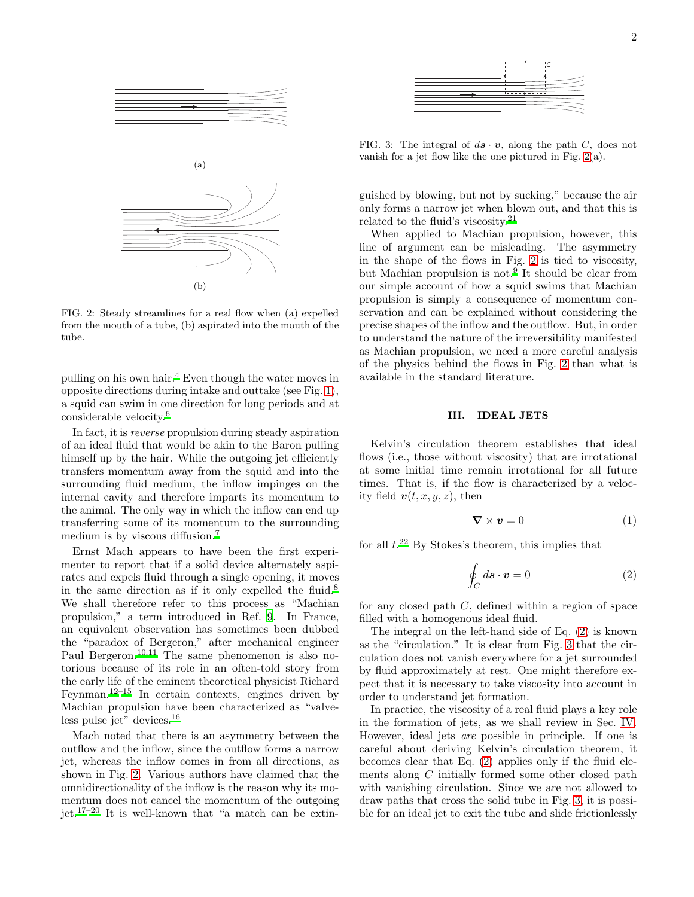(a)

(b)

FIG. 2: Steady streamlines for a real flow when (a) expelled from the mouth of a tube, (b) aspirated into the mouth of the tube.

pulling on his own hair.[4] Even though the water moves in opposite directions during intake and outtake (see Fig. 1), a squid can swim in one direction for long periods and at considerable velocity.[6]

In fact, it is *reverse* propulsion during steady aspiration of an ideal fluid that would be akin to the Baron pulling himself up by the hair. While the outgoing jet efficiently transfers momentum away from the squid and into the surrounding fluid medium, the inflow impinges on the internal cavity and therefore imparts its momentum to the animal. The only way in which the inflow can end up transferring some of its momentum to the surrounding medium is by viscous diffusion.[7]

Ernst Mach appears to have been the first experimenter to report that if a solid device alternately aspirates and expels fluid through a single opening, it moves in the same direction as if it only expelled the fluid.[8] We shall therefore refer to this process as "Machian propulsion," a term introduced in Ref. 9. In France, an equivalent observation has sometimes been dubbed the "paradox of Bergeron," after mechanical engineer Paul Bergeron.[10,11] The same phenomenon is also notorious because of its role in an often-told story from the early life of the eminent theoretical physicist Richard Feynman.[12–15] In certain contexts, engines driven by Machian propulsion have been characterized as "valveless pulse jet" devices.[16]

Mach noted that there is an asymmetry between the outflow and the inflow, since the outflow forms a narrow jet, whereas the inflow comes in from all directions, as shown in Fig. 2. Various authors have claimed that the omnidirectionality of the inflow is the reason why its momentum does not cancel the momentum of the outgoing jet.[17–20] It is well-known that "a match can be extinguished by blowing, but not by sucking," because the air only forms a narrow jet when blown out, and that this is related to the fluid's viscosity.[21]

FIG. 3: The integral of $d\boldsymbol{s} \cdot \boldsymbol{v}$, along the path $C$, does not vanish for a jet flow like the one pictured in Fig. 2(a).

When applied to Machian propulsion, however, this line of argument can be misleading. The asymmetry in the shape of the flows in Fig. 2 is tied to viscosity, but Machian propulsion is not.[9] It should be clear from our simple account of how a squid swims that Machian propulsion is simply a consequence of momentum conservation and can be explained without considering the precise shapes of the inflow and the outflow. But, in order to understand the nature of the irreversibility manifested as Machian propulsion, we need a more careful analysis of the physics behind the flows in Fig. 2 than what is available in the standard literature.

## III. IDEAL JETS

Kelvin's circulation theorem establishes that ideal flows (i.e., those without viscosity) that are irrotational at some initial time remain irrotational for all future times. That is, if the flow is characterized by a velocity field $\boldsymbol{v}(t, x, y, z)$, then

$$\boldsymbol{\nabla} \times \boldsymbol{v} = 0 \tag{1}$$

for all $t$.[22] By Stokes's theorem, this implies that

$$\oint_C d\boldsymbol{s} \cdot \boldsymbol{v} = 0 \tag{2}$$

for any closed path $C$, defined within a region of space filled with a homogenous ideal fluid.

The integral on the left-hand side of Eq. (2) is known as the "circulation." It is clear from Fig. 3 that the circulation does not vanish everywhere for a jet surrounded by fluid approximately at rest. One might therefore expect that it is necessary to take viscosity into account in order to understand jet formation.

In practice, the viscosity of a real fluid plays a key role in the formation of jets, as we shall review in Sec. IV. However, ideal jets *are* possible in principle. If one is careful about deriving Kelvin's circulation theorem, it becomes clear that Eq. (2) applies only if the fluid elements along $C$ initially formed some other closed path with vanishing circulation. Since we are not allowed to draw paths that cross the solid tube in Fig. 3, it is possible for an ideal jet to exit the tube and slide frictionlessly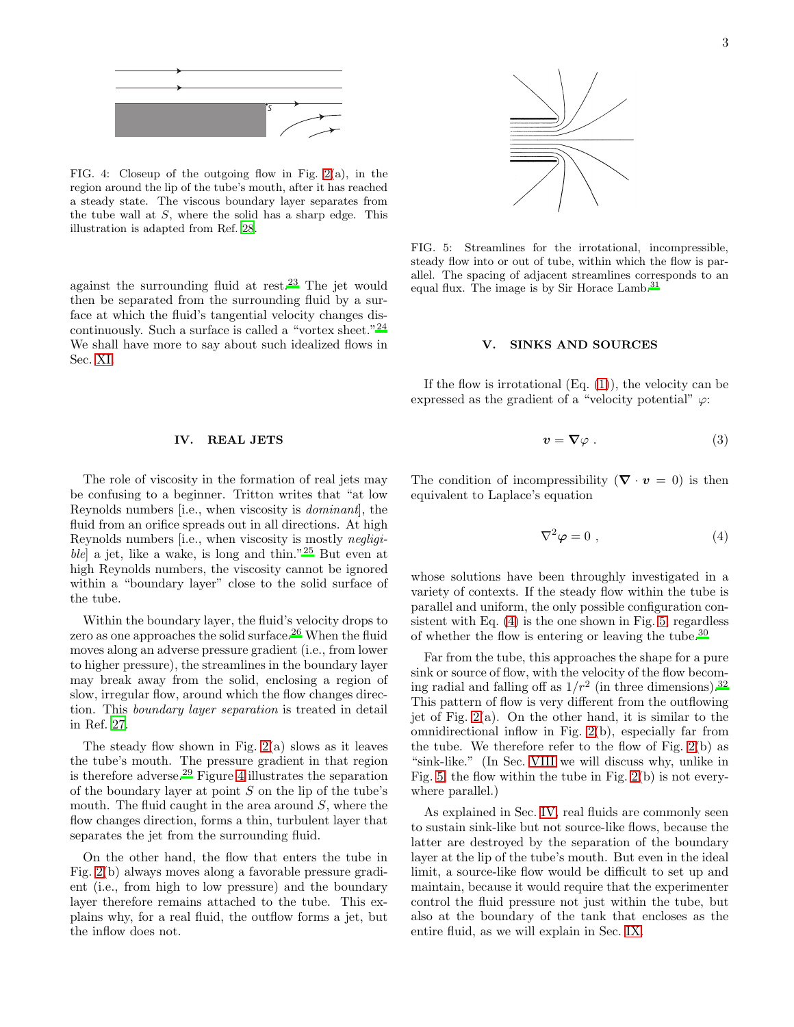FIG. 4: Closeup of the outgoing flow in Fig. 2(a), in the region around the lip of the tube's mouth, after it has reached a steady state. The viscous boundary layer separates from the tube wall at $S$, where the solid has a sharp edge. This illustration is adapted from Ref. 28.

against the surrounding fluid at rest.[23] The jet would then be separated from the surrounding fluid by a surface at which the fluid's tangential velocity changes discontinuously. Such a surface is called a "vortex sheet."[24] We shall have more to say about such idealized flows in Sec. XI.

## IV. REAL JETS

The role of viscosity in the formation of real jets may be confusing to a beginner. Tritton writes that "at low Reynolds numbers [i.e., when viscosity is *dominant*], the fluid from an orifice spreads out in all directions. At high Reynolds numbers [i.e., when viscosity is mostly *negligible*] a jet, like a wake, is long and thin."[25] But even at high Reynolds numbers, the viscosity cannot be ignored within a "boundary layer" close to the solid surface of the tube.

Within the boundary layer, the fluid's velocity drops to zero as one approaches the solid surface.[26] When the fluid moves along an adverse pressure gradient (i.e., from lower to higher pressure), the streamlines in the boundary layer may break away from the solid, enclosing a region of slow, irregular flow, around which the flow changes direction. This *boundary layer separation* is treated in detail in Ref. 27.

The steady flow shown in Fig. 2(a) slows as it leaves the tube's mouth. The pressure gradient in that region is therefore adverse.[29] Figure 4 illustrates the separation of the boundary layer at point $S$ on the lip of the tube's mouth. The fluid caught in the area around $S$, where the flow changes direction, forms a thin, turbulent layer that separates the jet from the surrounding fluid.

On the other hand, the flow that enters the tube in Fig. 2(b) always moves along a favorable pressure gradient (i.e., from high to low pressure) and the boundary layer therefore remains attached to the tube. This explains why, for a real fluid, the outflow forms a jet, but the inflow does not.

FIG. 5: Streamlines for the irrotational, incompressible, steady flow into or out of tube, within which the flow is parallel. The spacing of adjacent streamlines corresponds to an equal flux. The image is by Sir Horace Lamb.[31]

## V. SINKS AND SOURCES

If the flow is irrotational (Eq. (1)), the velocity can be expressed as the gradient of a "velocity potential" $\varphi$:

$$\boldsymbol{v} = \boldsymbol{\nabla}\varphi \,. \tag{3}$$

The condition of incompressibility ($\boldsymbol{\nabla} \cdot \boldsymbol{v} = 0$) is then equivalent to Laplace's equation

$$\nabla^2 \boldsymbol{\varphi} = 0 \,, \tag{4}$$

whose solutions have been throughly investigated in a variety of contexts. If the steady flow within the tube is parallel and uniform, the only possible configuration consistent with Eq. (4) is the one shown in Fig. 5, regardless of whether the flow is entering or leaving the tube.[30]

Far from the tube, this approaches the shape for a pure sink or source of flow, with the velocity of the flow becoming radial and falling off as $1/r^2$ (in three dimensions).[32] This pattern of flow is very different from the outflowing jet of Fig. 2(a). On the other hand, it is similar to the omnidirectional inflow in Fig. 2(b), especially far from the tube. We therefore refer to the flow of Fig. 2(b) as "sink-like." (In Sec. VIII we will discuss why, unlike in Fig. 5, the flow within the tube in Fig. 2(b) is not everywhere parallel.)

As explained in Sec. IV, real fluids are commonly seen to sustain sink-like but not source-like flows, because the latter are destroyed by the separation of the boundary layer at the lip of the tube's mouth. But even in the ideal limit, a source-like flow would be difficult to set up and maintain, because it would require that the experimenter control the fluid pressure not just within the tube, but also at the boundary of the tank that encloses as the entire fluid, as we will explain in Sec. IX.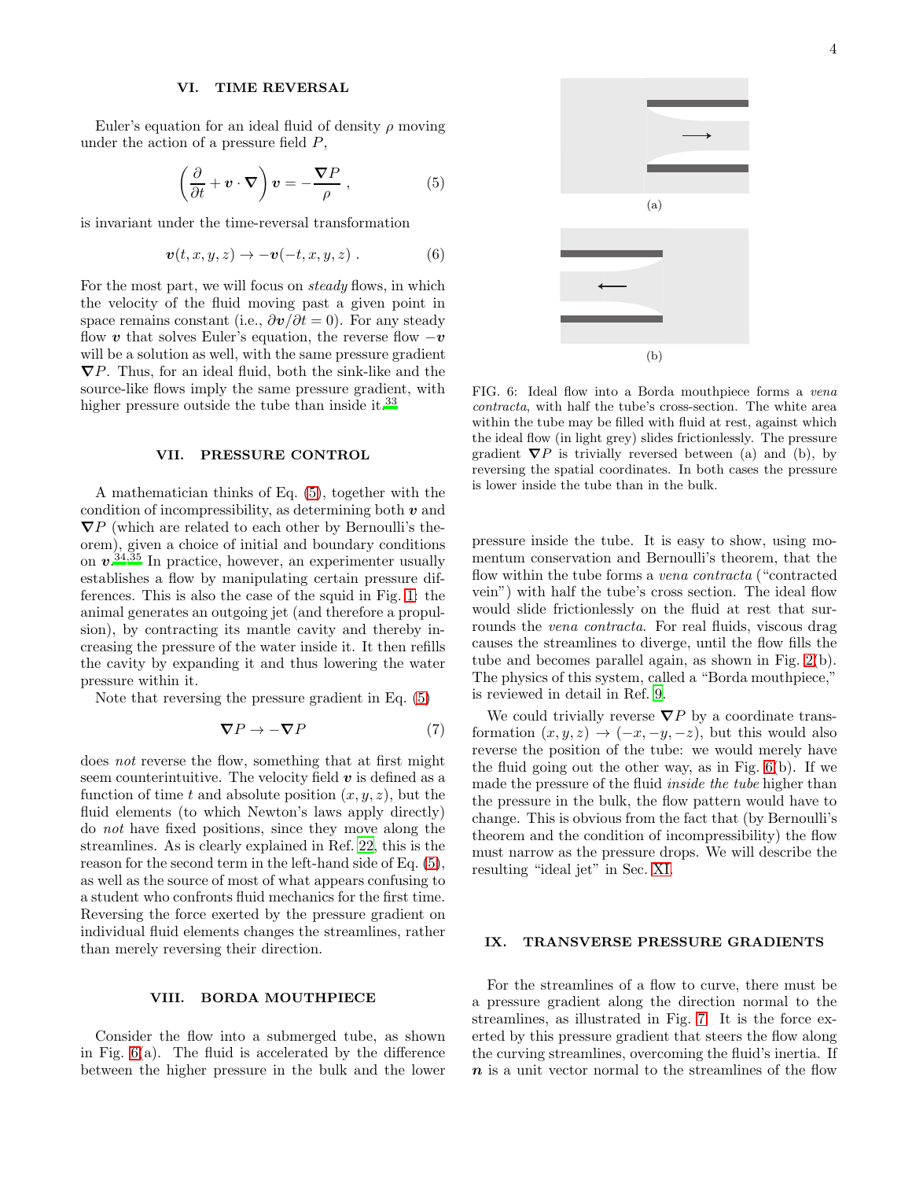## VI. TIME REVERSAL

Euler's equation for an ideal fluid of density $\rho$ moving under the action of a pressure field $P$,

$$\left( \frac{\partial}{\partial t} + \boldsymbol{v} \cdot \boldsymbol{\nabla} \right) \boldsymbol{v} = - \frac{\boldsymbol{\nabla} P}{\rho} \,, \tag{5}$$

is invariant under the time-reversal transformation

$$\boldsymbol{v}(t, x, y, z) \to -\boldsymbol{v}(-t, x, y, z) \,. \tag{6}$$

For the most part, we will focus on *steady* flows, in which the velocity of the fluid moving past a given point in space remains constant (i.e., $\partial \boldsymbol{v} / \partial t = 0$). For any steady flow $\boldsymbol{v}$ that solves Euler's equation, the reverse flow $-\boldsymbol{v}$ will be a solution as well, with the same pressure gradient $\boldsymbol{\nabla} P$. Thus, for an ideal fluid, both the sink-like and the source-like flows imply the same pressure gradient, with higher pressure outside the tube than inside it.[33]

## VII. PRESSURE CONTROL

A mathematician thinks of Eq. (5), together with the condition of incompressibility, as determining both $\boldsymbol{v}$ and $\boldsymbol{\nabla} P$ (which are related to each other by Bernoulli's theorem), given a choice of initial and boundary conditions on $\boldsymbol{v}$.[34,35] In practice, however, an experimenter usually establishes a flow by manipulating certain pressure differences. This is also the case of the squid in Fig. 1: the animal generates an outgoing jet (and therefore a propulsion), by contracting its mantle cavity and thereby increasing the pressure of the water inside it. It then refills the cavity by expanding it and thus lowering the water pressure within it.

Note that reversing the pressure gradient in Eq. (5)

$$\boldsymbol{\nabla} P \to -\boldsymbol{\nabla} P \tag{7}$$

does *not* reverse the flow, something that at first might seem counterintuitive. The velocity field $\boldsymbol{v}$ is defined as a function of time $t$ and absolute position $(x, y, z)$, but the fluid elements (to which Newton's laws apply directly) do *not* have fixed positions, since they move along the streamlines. As is clearly explained in Ref. 22, this is the reason for the second term in the left-hand side of Eq. (5), as well as the source of most of what appears confusing to a student who confronts fluid mechanics for the first time. Reversing the force exerted by the pressure gradient on individual fluid elements changes the streamlines, rather than merely reversing their direction.

## VIII. BORDA MOUTHPIECE

Consider the flow into a submerged tube, as shown in Fig. 6(a). The fluid is accelerated by the difference between the higher pressure in the bulk and the lower pressure inside the tube. It is easy to show, using momentum conservation and Bernoulli's theorem, that the flow within the tube forms a *vena contracta* ("contracted vein") with half the tube's cross section. The ideal flow would slide frictionlessly on the fluid at rest that surrounds the *vena contracta*. For real fluids, viscous drag causes the streamlines to diverge, until the flow fills the tube and becomes parallel again, as shown in Fig. 2(b). The physics of this system, called a "Borda mouthpiece," is reviewed in detail in Ref. 9.

(a)

(b)

FIG. 6: Ideal flow into a Borda mouthpiece forms a *vena contracta*, with half the tube's cross-section. The white area within the tube may be filled with fluid at rest, against which the ideal flow (in light grey) slides frictionlessly. The pressure gradient $\boldsymbol{\nabla} P$ is trivially reversed between (a) and (b), by reversing the spatial coordinates. In both cases the pressure is lower inside the tube than in the bulk.

We could trivially reverse $\boldsymbol{\nabla} P$ by a coordinate transformation $(x, y, z) \to (-x, -y, -z)$, but this would also reverse the position of the tube: we would merely have the fluid going out the other way, as in Fig. 6(b). If we made the pressure of the fluid *inside the tube* higher than the pressure in the bulk, the flow pattern would have to change. This is obvious from the fact that (by Bernoulli's theorem and the condition of incompressibility) the flow must narrow as the pressure drops. We will describe the resulting "ideal jet" in Sec. XI.

## IX. TRANSVERSE PRESSURE GRADIENTS

For the streamlines of a flow to curve, there must be a pressure gradient along the direction normal to the streamlines, as illustrated in Fig. 7. It is the force exerted by this pressure gradient that steers the flow along the curving streamlines, overcoming the fluid's inertia. If $\boldsymbol{n}$ is a unit vector normal to the streamlines of the flow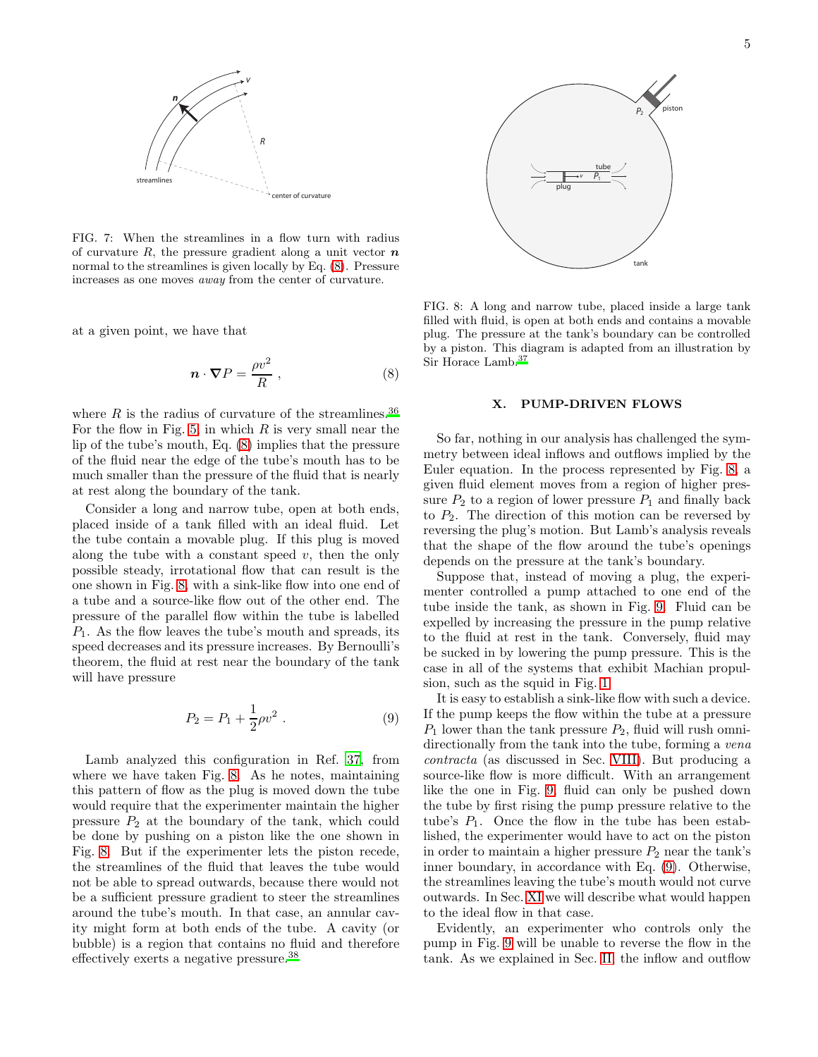FIG. 7: When the streamlines in a flow turn with radius of curvature $R$, the pressure gradient along a unit vector $\boldsymbol{n}$ normal to the streamlines is given locally by Eq. (8). Pressure increases as one moves *away* from the center of curvature.

at a given point, we have that

$$\boldsymbol{n} \cdot \boldsymbol{\nabla} P = \frac{\rho v^2}{R} , \tag{8}$$

where $R$ is the radius of curvature of the streamlines.[36] For the flow in Fig. 5, in which $R$ is very small near the lip of the tube's mouth, Eq. (8) implies that the pressure of the fluid near the edge of the tube's mouth has to be much smaller than the pressure of the fluid that is nearly at rest along the boundary of the tank.

Consider a long and narrow tube, open at both ends, placed inside of a tank filled with an ideal fluid. Let the tube contain a movable plug. If this plug is moved along the tube with a constant speed $v$, then the only possible steady, irrotational flow that can result is the one shown in Fig. 8, with a sink-like flow into one end of a tube and a source-like flow out of the other end. The pressure of the parallel flow within the tube is labelled $P_1$. As the flow leaves the tube's mouth and spreads, its speed decreases and its pressure increases. By Bernoulli's theorem, the fluid at rest near the boundary of the tank will have pressure

$$P_2 = P_1 + \frac{1}{2}\rho v^2 . \tag{9}$$

Lamb analyzed this configuration in Ref. 37, from where we have taken Fig. 8. As he notes, maintaining this pattern of flow as the plug is moved down the tube would require that the experimenter maintain the higher pressure $P_2$ at the boundary of the tank, which could be done by pushing on a piston like the one shown in Fig. 8. But if the experimenter lets the piston recede, the streamlines of the fluid that leaves the tube would not be able to spread outwards, because there would not be a sufficient pressure gradient to steer the streamlines around the tube's mouth. In that case, an annular cavity might form at both ends of the tube. A cavity (or bubble) is a region that contains no fluid and therefore effectively exerts a negative pressure.[38]

FIG. 8: A long and narrow tube, placed inside a large tank filled with fluid, is open at both ends and contains a movable plug. The pressure at the tank's boundary can be controlled by a piston. This diagram is adapted from an illustration by Sir Horace Lamb.[37]

## X. PUMP-DRIVEN FLOWS

So far, nothing in our analysis has challenged the symmetry between ideal inflows and outflows implied by the Euler equation. In the process represented by Fig. 8, a given fluid element moves from a region of higher pressure $P_2$ to a region of lower pressure $P_1$ and finally back to $P_2$. The direction of this motion can be reversed by reversing the plug's motion. But Lamb's analysis reveals that the shape of the flow around the tube's openings depends on the pressure at the tank's boundary.

Suppose that, instead of moving a plug, the experimenter controlled a pump attached to one end of the tube inside the tank, as shown in Fig. 9. Fluid can be expelled by increasing the pressure in the pump relative to the fluid at rest in the tank. Conversely, fluid may be sucked in by lowering the pump pressure. This is the case in all of the systems that exhibit Machian propulsion, such as the squid in Fig. 1.

It is easy to establish a sink-like flow with such a device. If the pump keeps the flow within the tube at a pressure $P_1$ lower than the tank pressure $P_2$, fluid will rush omnidirectionally from the tank into the tube, forming a *vena contracta* (as discussed in Sec. VIII). But producing a source-like flow is more difficult. With an arrangement like the one in Fig. 9, fluid can only be pushed down the tube by first rising the pump pressure relative to the tube's $P_1$. Once the flow in the tube has been established, the experimenter would have to act on the piston in order to maintain a higher pressure $P_2$ near the tank's inner boundary, in accordance with Eq. (9). Otherwise, the streamlines leaving the tube's mouth would not curve outwards. In Sec. XI we will describe what would happen to the ideal flow in that case.

Evidently, an experimenter who controls only the pump in Fig. 9 will be unable to reverse the flow in the tank. As we explained in Sec. II, the inflow and outflow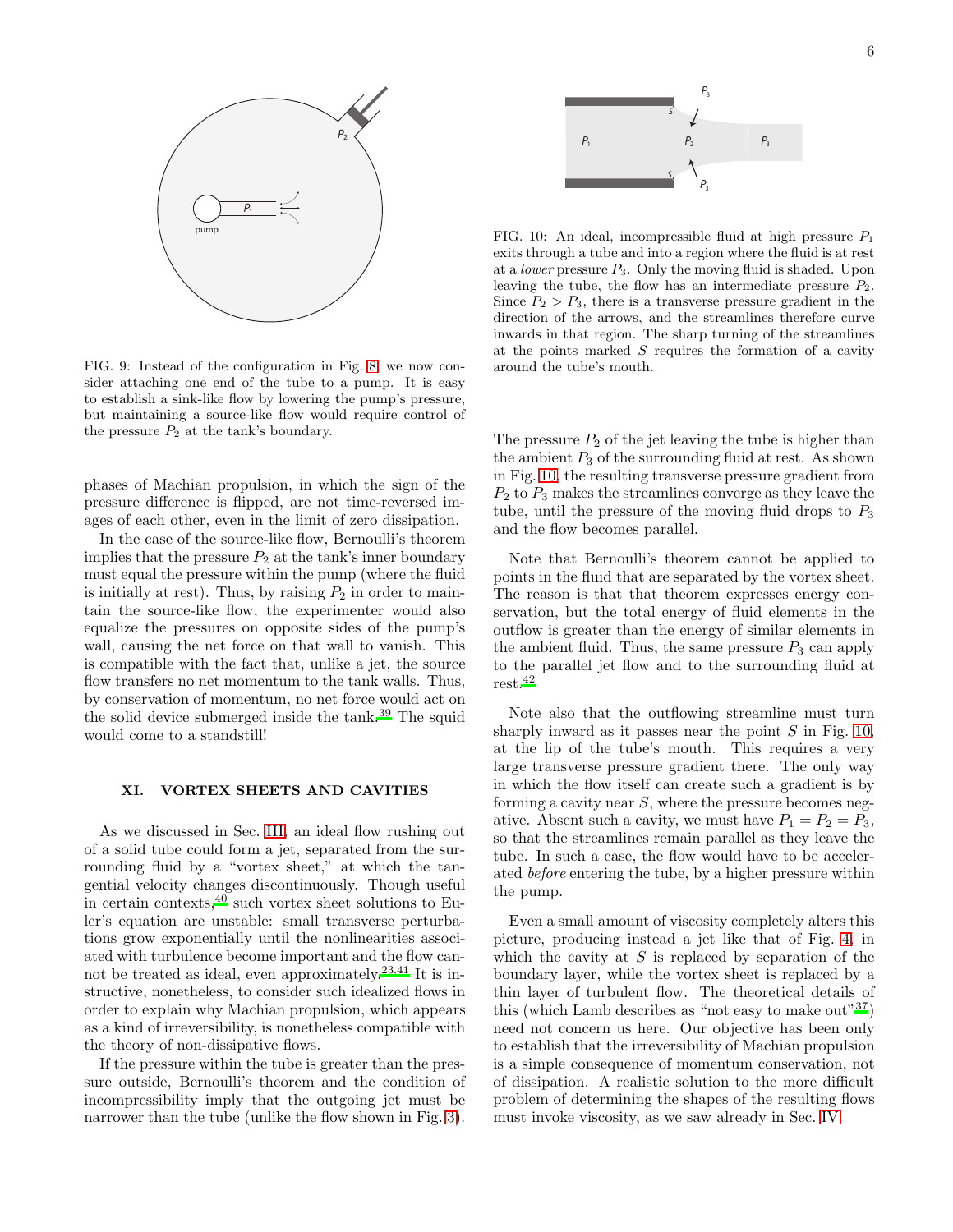FIG. 9: Instead of the configuration in Fig. 8, we now consider attaching one end of the tube to a pump. It is easy to establish a sink-like flow by lowering the pump's pressure, but maintaining a source-like flow would require control of the pressure $P_2$ at the tank's boundary.

phases of Machian propulsion, in which the sign of the pressure difference is flipped, are not time-reversed images of each other, even in the limit of zero dissipation.

In the case of the source-like flow, Bernoulli's theorem implies that the pressure $P_2$ at the tank's inner boundary must equal the pressure within the pump (where the fluid is initially at rest). Thus, by raising $P_2$ in order to maintain the source-like flow, the experimenter would also equalize the pressures on opposite sides of the pump's wall, causing the net force on that wall to vanish. This is compatible with the fact that, unlike a jet, the source flow transfers no net momentum to the tank walls. Thus, by conservation of momentum, no net force would act on the solid device submerged inside the tank.[39] The squid would come to a standstill!

## XI. VORTEX SHEETS AND CAVITIES

As we discussed in Sec. III, an ideal flow rushing out of a solid tube could form a jet, separated from the surrounding fluid by a "vortex sheet," at which the tangential velocity changes discontinuously. Though useful in certain contexts,[40] such vortex sheet solutions to Euler's equation are unstable: small transverse perturbations grow exponentially until the nonlinearities associated with turbulence become important and the flow cannot be treated as ideal, even approximately.[23,41] It is instructive, nonetheless, to consider such idealized flows in order to explain why Machian propulsion, which appears as a kind of irreversibility, is nonetheless compatible with the theory of non-dissipative flows.

If the pressure within the tube is greater than the pressure outside, Bernoulli's theorem and the condition of incompressibility imply that the outgoing jet must be narrower than the tube (unlike the flow shown in Fig. 3).

FIG. 10: An ideal, incompressible fluid at high pressure $P_1$ exits through a tube and into a region where the fluid is at rest at a *lower* pressure $P_3$. Only the moving fluid is shaded. Upon leaving the tube, the flow has an intermediate pressure $P_2$. Since $P_2 > P_3$, there is a transverse pressure gradient in the direction of the arrows, and the streamlines therefore curve inwards in that region. The sharp turning of the streamlines at the points marked $S$ requires the formation of a cavity around the tube's mouth.

The pressure $P_2$ of the jet leaving the tube is higher than the ambient $P_3$ of the surrounding fluid at rest. As shown in Fig. 10, the resulting transverse pressure gradient from $P_2$ to $P_3$ makes the streamlines converge as they leave the tube, until the pressure of the moving fluid drops to $P_3$ and the flow becomes parallel.

Note that Bernoulli's theorem cannot be applied to points in the fluid that are separated by the vortex sheet. The reason is that that theorem expresses energy conservation, but the total energy of fluid elements in the outflow is greater than the energy of similar elements in the ambient fluid. Thus, the same pressure $P_3$ can apply to the parallel jet flow and to the surrounding fluid at rest.[42]

Note also that the outflowing streamline must turn sharply inward as it passes near the point $S$ in Fig. 10, at the lip of the tube's mouth. This requires a very large transverse pressure gradient there. The only way in which the flow itself can create such a gradient is by forming a cavity near $S$, where the pressure becomes negative. Absent such a cavity, we must have $P_1 = P_2 = P_3$, so that the streamlines remain parallel as they leave the tube. In such a case, the flow would have to be accelerated *before* entering the tube, by a higher pressure within the pump.

Even a small amount of viscosity completely alters this picture, producing instead a jet like that of Fig. 4, in which the cavity at $S$ is replaced by separation of the boundary layer, while the vortex sheet is replaced by a thin layer of turbulent flow. The theoretical details of this (which Lamb describes as "not easy to make out"[37]) need not concern us here. Our objective has been only to establish that the irreversibility of Machian propulsion is a simple consequence of momentum conservation, not of dissipation. A realistic solution to the more difficult problem of determining the shapes of the resulting flows must invoke viscosity, as we saw already in Sec. IV.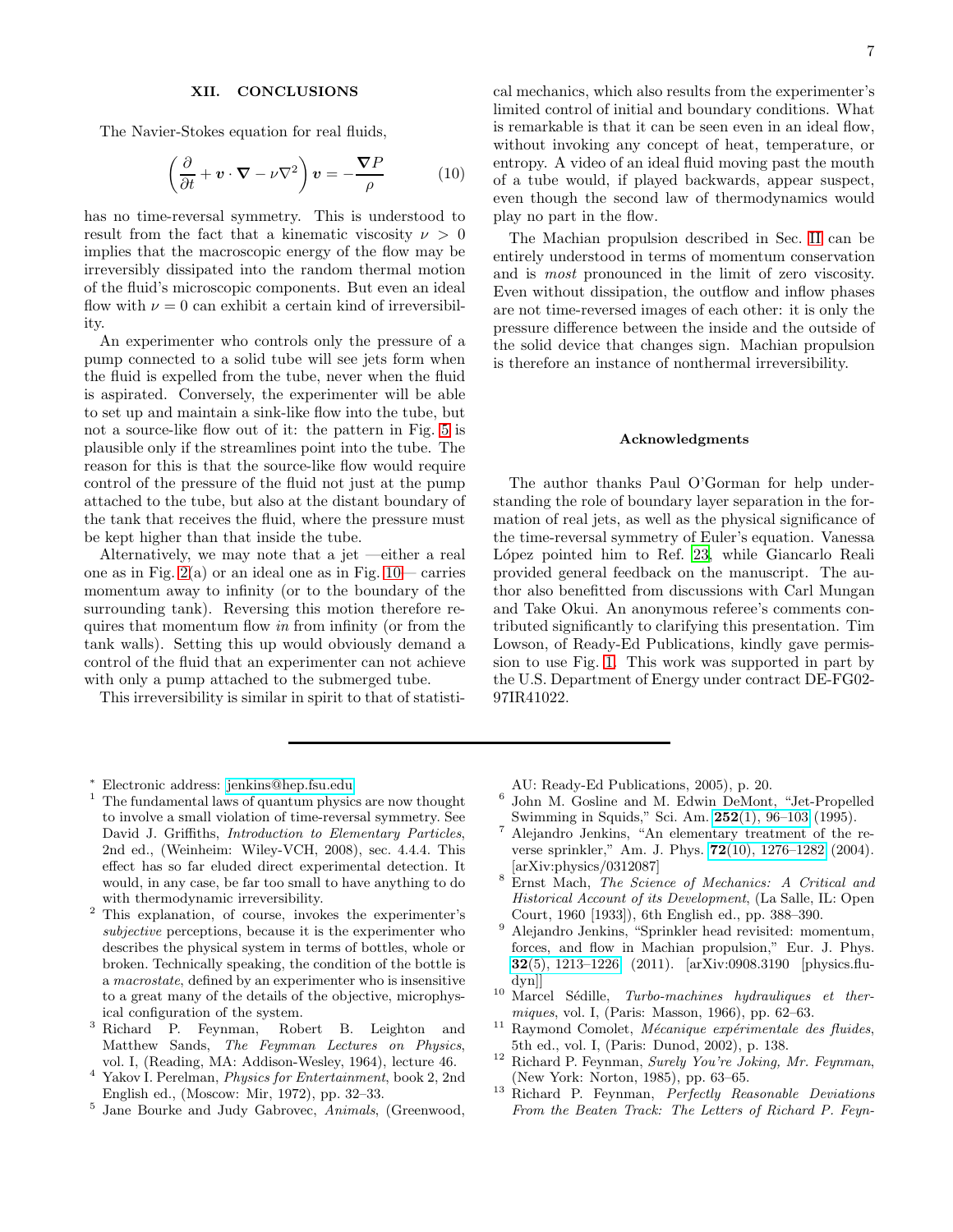## XII. CONCLUSIONS

The Navier-Stokes equation for real fluids,

$$\left( \frac{\partial}{\partial t} + \boldsymbol{v} \cdot \boldsymbol{\nabla} - \nu \nabla^2 \right) \boldsymbol{v} = -\frac{\boldsymbol{\nabla} P}{\rho} \qquad (10)$$

has no time-reversal symmetry. This is understood to result from the fact that a kinematic viscosity $\nu > 0$ implies that the macroscopic energy of the flow may be irreversibly dissipated into the random thermal motion of the fluid's microscopic components. But even an ideal flow with $\nu = 0$ can exhibit a certain kind of irreversibility.

An experimenter who controls only the pressure of a pump connected to a solid tube will see jets form when the fluid is expelled from the tube, never when the fluid is aspirated. Conversely, the experimenter will be able to set up and maintain a sink-like flow into the tube, but not a source-like flow out of it: the pattern in Fig. 5 is plausible only if the streamlines point into the tube. The reason for this is that the source-like flow would require control of the pressure of the fluid not just at the pump attached to the tube, but also at the distant boundary of the tank that receives the fluid, where the pressure must be kept higher than that inside the tube.

Alternatively, we may note that a jet —either a real one as in Fig. 2(a) or an ideal one as in Fig. 10— carries momentum away to infinity (or to the boundary of the surrounding tank). Reversing this motion therefore requires that momentum flow *in* from infinity (or from the tank walls). Setting this up would obviously demand a control of the fluid that an experimenter can not achieve with only a pump attached to the submerged tube.

This irreversibility is similar in spirit to that of statistical mechanics, which also results from the experimenter's limited control of initial and boundary conditions. What is remarkable is that it can be seen even in an ideal flow, without invoking any concept of heat, temperature, or entropy. A video of an ideal fluid moving past the mouth of a tube would, if played backwards, appear suspect, even though the second law of thermodynamics would play no part in the flow.

The Machian propulsion described in Sec. II can be entirely understood in terms of momentum conservation and is *most* pronounced in the limit of zero viscosity. Even without dissipation, the outflow and inflow phases are not time-reversed images of each other: it is only the pressure difference between the inside and the outside of the solid device that changes sign. Machian propulsion is therefore an instance of nonthermal irreversibility.

### Acknowledgments

The author thanks Paul O'Gorman for help understanding the role of boundary layer separation in the formation of real jets, as well as the physical significance of the time-reversal symmetry of Euler's equation. Vanessa López pointed him to Ref. 23, while Giancarlo Reali provided general feedback on the manuscript. The author also benefitted from discussions with Carl Mungan and Take Okui. An anonymous referee's comments contributed significantly to clarifying this presentation. Tim Lowson, of Ready-Ed Publications, kindly gave permission to use Fig. 1. This work was supported in part by the U.S. Department of Energy under contract DE-FG02-97IR41022.

---

[*] Electronic address: jenkins@hep.fsu.edu

[1] The fundamental laws of quantum physics are now thought to involve a small violation of time-reversal symmetry. See David J. Griffiths, *Introduction to Elementary Particles*, 2nd ed., (Weinheim: Wiley-VCH, 2008), sec. 4.4.4. This effect has so far eluded direct experimental detection. It would, in any case, be far too small to have anything to do with thermodynamic irreversibility.

[2] This explanation, of course, invokes the experimenter's *subjective* perceptions, because it is the experimenter who describes the physical system in terms of bottles, whole or broken. Technically speaking, the condition of the bottle is a *macrostate*, defined by an experimenter who is insensitive to a great many of the details of the objective, microphysical configuration of the system.

[3] Richard P. Feynman, Robert B. Leighton and Matthew Sands, *The Feynman Lectures on Physics*, vol. I, (Reading, MA: Addison-Wesley, 1964), lecture 46.

[4] Yakov I. Perelman, *Physics for Entertainment*, book 2, 2nd English ed., (Moscow: Mir, 1972), pp. 32–33.

[5] Jane Bourke and Judy Gabrovec, *Animals*, (Greenwood, AU: Ready-Ed Publications, 2005), p. 20.

[6] John M. Gosline and M. Edwin DeMont, "Jet-Propelled Swimming in Squids," Sci. Am. **252**(1), 96–103 (1995).

[7] Alejandro Jenkins, "An elementary treatment of the reverse sprinkler," Am. J. Phys. **72**(10), 1276–1282 (2004). [arXiv:physics/0312087]

[8] Ernst Mach, *The Science of Mechanics: A Critical and Historical Account of its Development*, (La Salle, IL: Open Court, 1960 [1933]), 6th English ed., pp. 388–390.

[9] Alejandro Jenkins, "Sprinkler head revisited: momentum, forces, and flow in Machian propulsion," Eur. J. Phys. **32**(5), 1213–1226 (2011). [arXiv:0908.3190 [physics.flu-dyn]]

[10] Marcel Sédille, *Turbo-machines hydrauliques et thermiques*, vol. I, (Paris: Masson, 1966), pp. 62–63.

[11] Raymond Comolet, *Mécanique expérimentale des fluides*, 5th ed., vol. I, (Paris: Dunod, 2002), p. 138.

[12] Richard P. Feynman, *Surely You're Joking, Mr. Feynman*, (New York: Norton, 1985), pp. 63–65.

[13] Richard P. Feynman, *Perfectly Reasonable Deviations From the Beaten Track: The Letters of Richard P. Feyn-*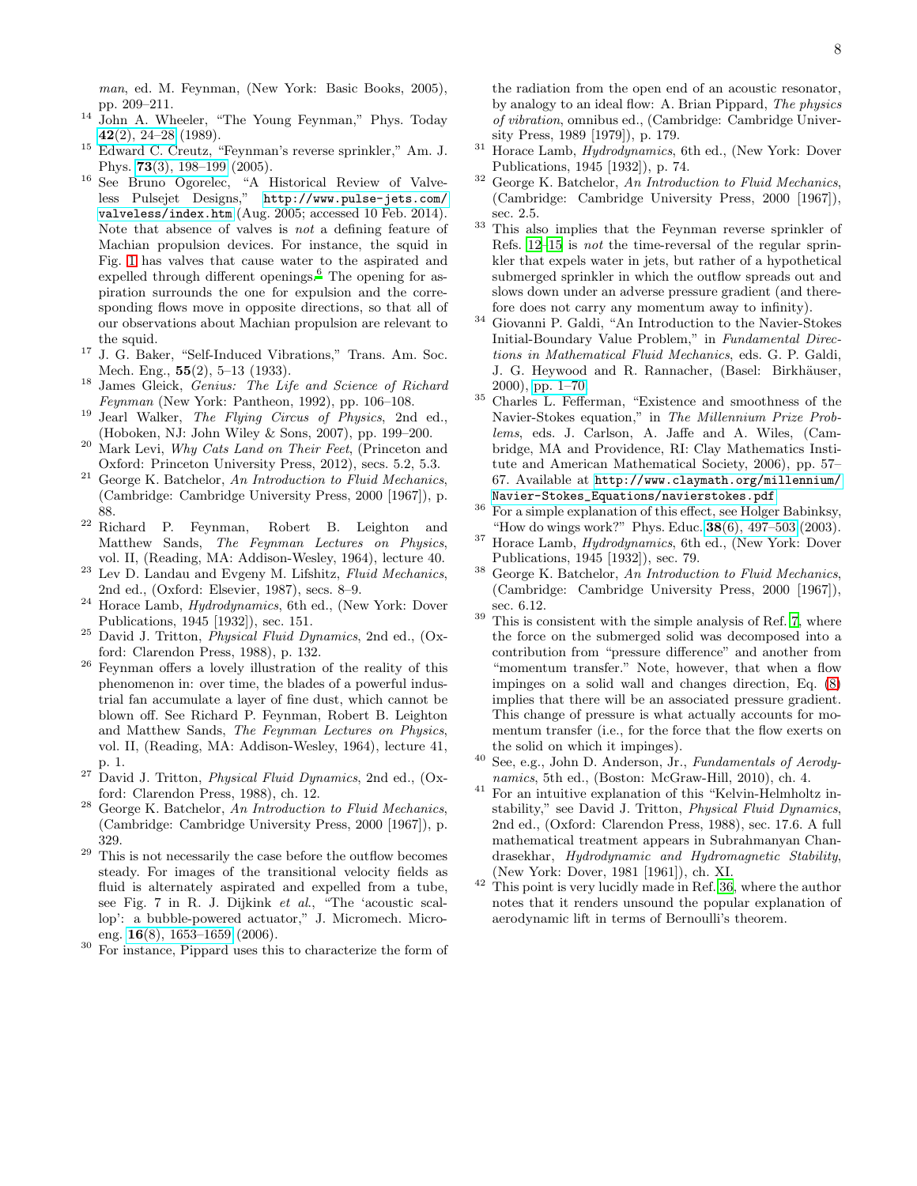*man*, ed. M. Feynman, (New York: Basic Books, 2005), pp. 209–211.

[14] John A. Wheeler, "The Young Feynman," Phys. Today **42**(2), 24–28 (1989).

[15] Edward C. Creutz, "Feynman's reverse sprinkler," Am. J. Phys. **73**(3), 198–199 (2005).

[16] See Bruno Ogorelec, "A Historical Review of Valveless Pulsejet Designs," http://www.pulse-jets.com/valveless/index.htm (Aug. 2005; accessed 10 Feb. 2014). Note that absence of valves is *not* a defining feature of Machian propulsion devices. For instance, the squid in Fig. 1 has valves that cause water to the aspirated and expelled through different openings.[6] The opening for aspiration surrounds the one for expulsion and the corresponding flows move in opposite directions, so that all of our observations about Machian propulsion are relevant to the squid.

[17] J. G. Baker, "Self-Induced Vibrations," Trans. Am. Soc. Mech. Eng., **55**(2), 5–13 (1933).

[18] James Gleick, *Genius: The Life and Science of Richard Feynman* (New York: Pantheon, 1992), pp. 106–108.

[19] Jearl Walker, *The Flying Circus of Physics*, 2nd ed., (Hoboken, NJ: John Wiley & Sons, 2007), pp. 199–200.

[20] Mark Levi, *Why Cats Land on Their Feet*, (Princeton and Oxford: Princeton University Press, 2012), secs. 5.2, 5.3.

[21] George K. Batchelor, *An Introduction to Fluid Mechanics*, (Cambridge: Cambridge University Press, 2000 [1967]), p. 88.

[22] Richard P. Feynman, Robert B. Leighton and Matthew Sands, *The Feynman Lectures on Physics*, vol. II, (Reading, MA: Addison-Wesley, 1964), lecture 40.

[23] Lev D. Landau and Evgeny M. Lifshitz, *Fluid Mechanics*, 2nd ed., (Oxford: Elsevier, 1987), secs. 8–9.

[24] Horace Lamb, *Hydrodynamics*, 6th ed., (New York: Dover Publications, 1945 [1932]), sec. 151.

[25] David J. Tritton, *Physical Fluid Dynamics*, 2nd ed., (Oxford: Clarendon Press, 1988), p. 132.

[26] Feynman offers a lovely illustration of the reality of this phenomenon in: over time, the blades of a powerful industrial fan accumulate a layer of fine dust, which cannot be blown off. See Richard P. Feynman, Robert B. Leighton and Matthew Sands, *The Feynman Lectures on Physics*, vol. II, (Reading, MA: Addison-Wesley, 1964), lecture 41, p. 1.

[27] David J. Tritton, *Physical Fluid Dynamics*, 2nd ed., (Oxford: Clarendon Press, 1988), ch. 12.

[28] George K. Batchelor, *An Introduction to Fluid Mechanics*, (Cambridge: Cambridge University Press, 2000 [1967]), p. 329.

[29] This is not necessarily the case before the outflow becomes steady. For images of the transitional velocity fields as fluid is alternately aspirated and expelled from a tube, see Fig. 7 in R. J. Dijkink *et al.*, "The 'acoustic scallop': a bubble-powered actuator," J. Micromech. Microeng. **16**(8), 1653–1659 (2006).

[30] For instance, Pippard uses this to characterize the form of the radiation from the open end of an acoustic resonator, by analogy to an ideal flow: A. Brian Pippard, *The physics of vibration*, omnibus ed., (Cambridge: Cambridge University Press, 1989 [1979]), p. 179.

[31] Horace Lamb, *Hydrodynamics*, 6th ed., (New York: Dover Publications, 1945 [1932]), p. 74.

[32] George K. Batchelor, *An Introduction to Fluid Mechanics*, (Cambridge: Cambridge University Press, 2000 [1967]), sec. 2.5.

[33] This also implies that the Feynman reverse sprinkler of Refs. 12–15 is *not* the time-reversal of the regular sprinkler that expels water in jets, but rather of a hypothetical submerged sprinkler in which the outflow spreads out and slows down under an adverse pressure gradient (and therefore does not carry any momentum away to infinity).

[34] Giovanni P. Galdi, "An Introduction to the Navier-Stokes Initial-Boundary Value Problem," in *Fundamental Directions in Mathematical Fluid Mechanics*, eds. G. P. Galdi, J. G. Heywood and R. Rannacher, (Basel: Birkhäuser, 2000), pp. 1–70.

[35] Charles L. Fefferman, "Existence and smoothness of the Navier-Stokes equation," in *The Millennium Prize Problems*, eds. J. Carlson, A. Jaffe and A. Wiles, (Cambridge, MA and Providence, RI: Clay Mathematics Institute and American Mathematical Society, 2006), pp. 57–67. Available at http://www.claymath.org/millennium/Navier-Stokes_Equations/navierstokes.pdf

[36] For a simple explanation of this effect, see Holger Babinksy, "How do wings work?" Phys. Educ. **38**(6), 497–503 (2003).

[37] Horace Lamb, *Hydrodynamics*, 6th ed., (New York: Dover Publications, 1945 [1932]), sec. 79.

[38] George K. Batchelor, *An Introduction to Fluid Mechanics*, (Cambridge: Cambridge University Press, 2000 [1967]), sec. 6.12.

[39] This is consistent with the simple analysis of Ref. 7, where the force on the submerged solid was decomposed into a contribution from "pressure difference" and another from "momentum transfer." Note, however, that when a flow impinges on a solid wall and changes direction, Eq. (8) implies that there will be an associated pressure gradient. This change of pressure is what actually accounts for momentum transfer (i.e., for the force that the flow exerts on the solid on which it impinges).

[40] See, e.g., John D. Anderson, Jr., *Fundamentals of Aerodynamics*, 5th ed., (Boston: McGraw-Hill, 2010), ch. 4.

[41] For an intuitive explanation of this "Kelvin-Helmholtz instability," see David J. Tritton, *Physical Fluid Dynamics*, 2nd ed., (Oxford: Clarendon Press, 1988), sec. 17.6. A full mathematical treatment appears in Subrahmanyan Chandrasekhar, *Hydrodynamic and Hydromagnetic Stability*, (New York: Dover, 1981 [1961]), ch. XI.

[42] This point is very lucidly made in Ref. 36, where the author notes that it renders unsound the popular explanation of aerodynamic lift in terms of Bernoulli's theorem.